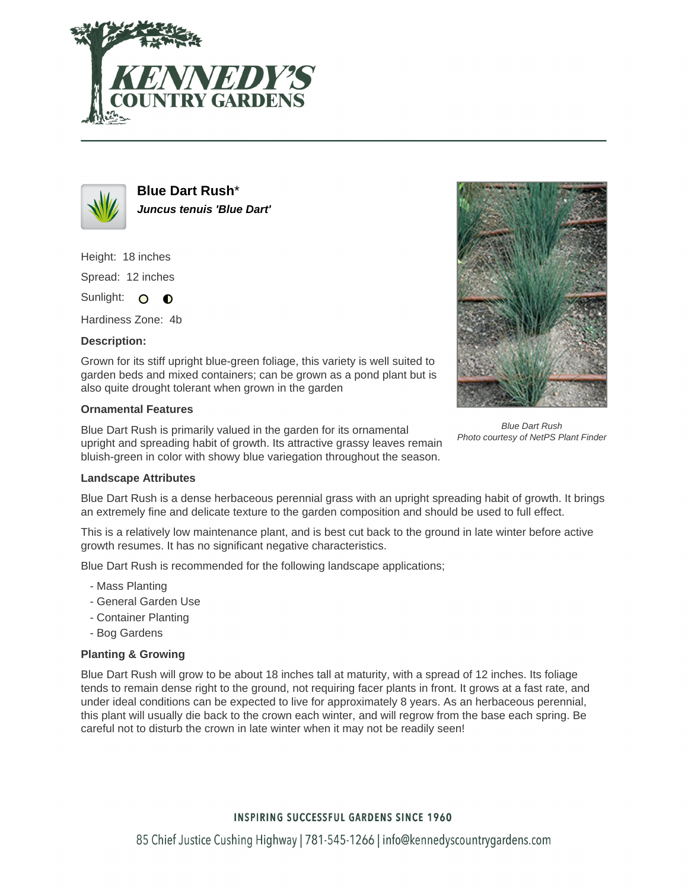# Blue Dart Rush*

***Juncus tenuis 'Blue Dart'***

Height: 18 inches

Spread: 12 inches

Sunlight:

Hardiness Zone: 4b

**Description:**

Grown for its stiff upright blue-green foliage, this variety is well suited to garden beds and mixed containers; can be grown as a pond plant but is also quite drought tolerant when grown in the garden

*Blue Dart Rush*
*Photo courtesy of NetPS Plant Finder*

**Ornamental Features**

Blue Dart Rush is primarily valued in the garden for its ornamental upright and spreading habit of growth. Its attractive grassy leaves remain bluish-green in color with showy blue variegation throughout the season.

**Landscape Attributes**

Blue Dart Rush is a dense herbaceous perennial grass with an upright spreading habit of growth. It brings an extremely fine and delicate texture to the garden composition and should be used to full effect.

This is a relatively low maintenance plant, and is best cut back to the ground in late winter before active growth resumes. It has no significant negative characteristics.

Blue Dart Rush is recommended for the following landscape applications;

- Mass Planting
- General Garden Use
- Container Planting
- Bog Gardens

**Planting & Growing**

Blue Dart Rush will grow to be about 18 inches tall at maturity, with a spread of 12 inches. Its foliage tends to remain dense right to the ground, not requiring facer plants in front. It grows at a fast rate, and under ideal conditions can be expected to live for approximately 8 years. As an herbaceous perennial, this plant will usually die back to the crown each winter, and will regrow from the base each spring. Be careful not to disturb the crown in late winter when it may not be readily seen!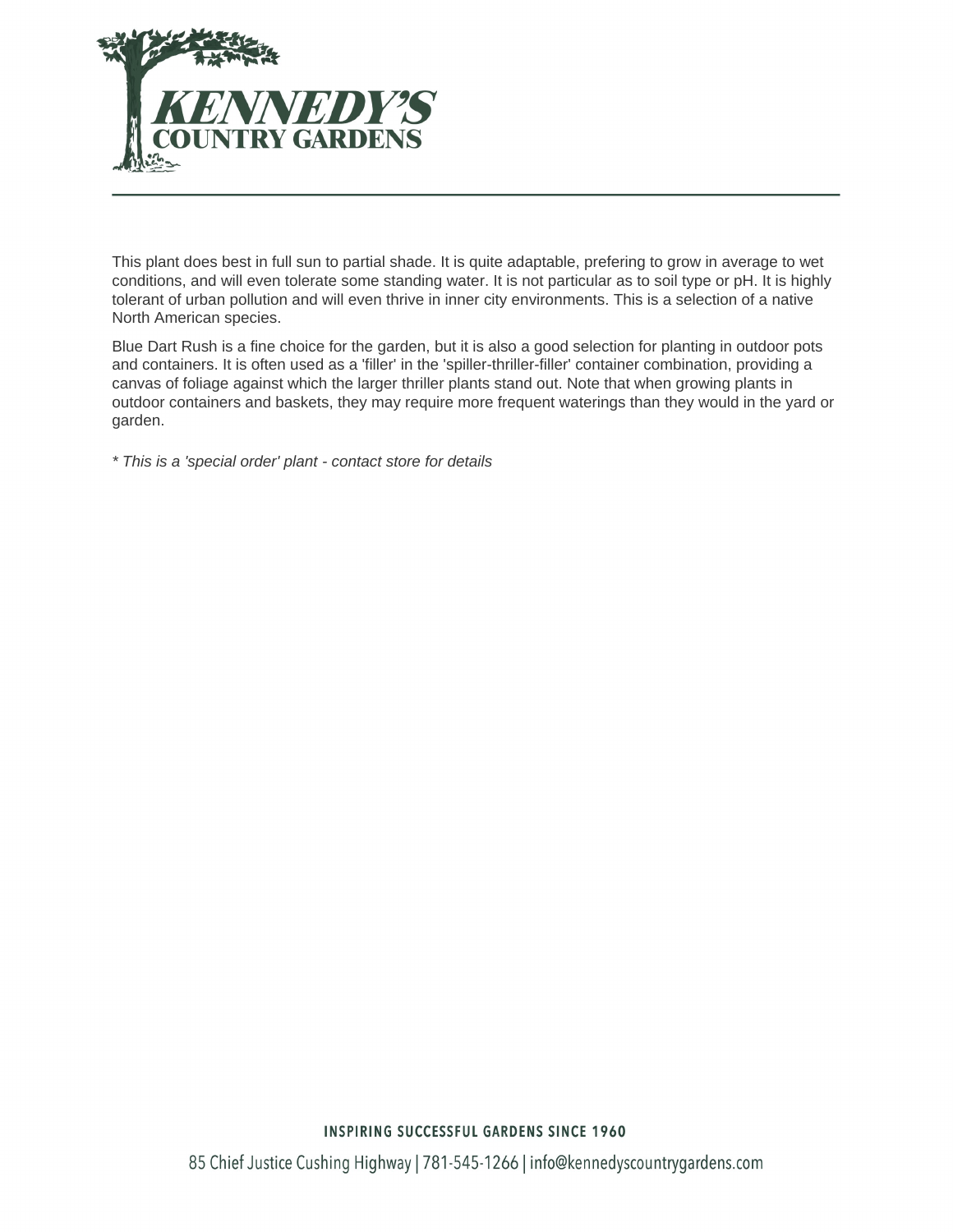This plant does best in full sun to partial shade. It is quite adaptable, prefering to grow in average to wet conditions, and will even tolerate some standing water. It is not particular as to soil type or pH. It is highly tolerant of urban pollution and will even thrive in inner city environments. This is a selection of a native North American species.

Blue Dart Rush is a fine choice for the garden, but it is also a good selection for planting in outdoor pots and containers. It is often used as a 'filler' in the 'spiller-thriller-filler' container combination, providing a canvas of foliage against which the larger thriller plants stand out. Note that when growing plants in outdoor containers and baskets, they may require more frequent waterings than they would in the yard or garden.

*\* This is a 'special order' plant - contact store for details*